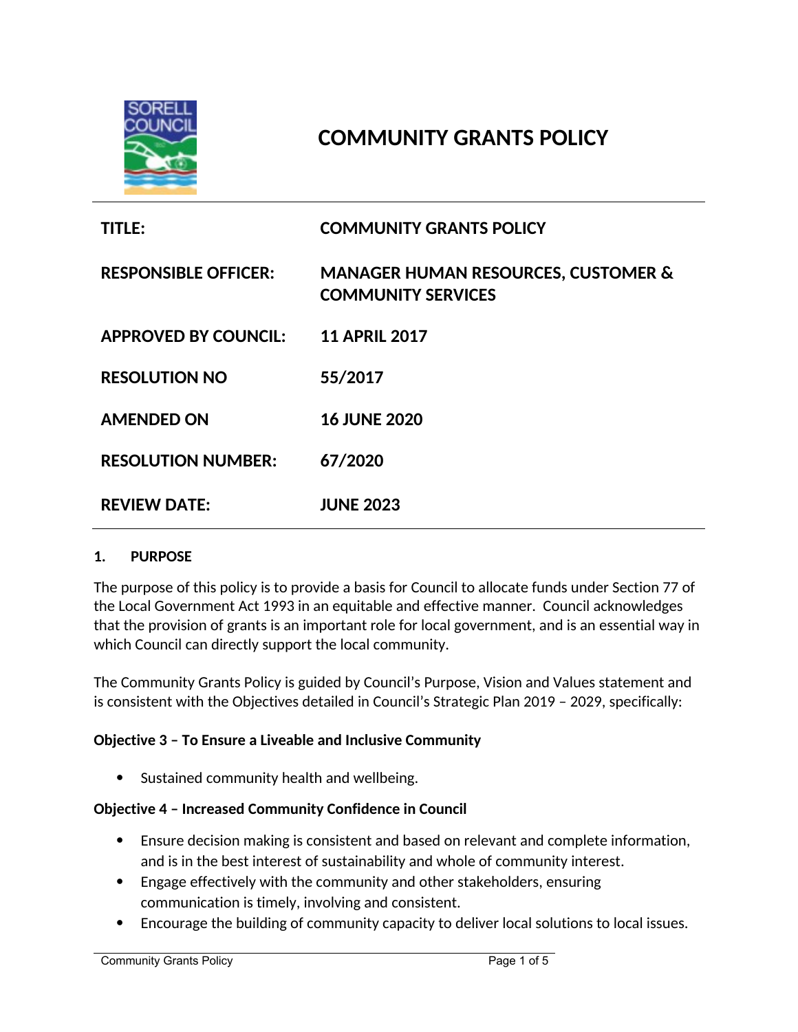# COMMUNITY GRANTS POLICY

| | |
|---|---|
| **TITLE:** | **COMMUNITY GRANTS POLICY** |
| **RESPONSIBLE OFFICER:** | **MANAGER HUMAN RESOURCES, CUSTOMER & COMMUNITY SERVICES** |
| **APPROVED BY COUNCIL:** | **11 APRIL 2017** |
| **RESOLUTION NO** | **55/2017** |
| **AMENDED ON** | **16 JUNE 2020** |
| **RESOLUTION NUMBER:** | **67/2020** |
| **REVIEW DATE:** | **JUNE 2023** |

## 1. PURPOSE

The purpose of this policy is to provide a basis for Council to allocate funds under Section 77 of the Local Government Act 1993 in an equitable and effective manner. Council acknowledges that the provision of grants is an important role for local government, and is an essential way in which Council can directly support the local community.

The Community Grants Policy is guided by Council's Purpose, Vision and Values statement and is consistent with the Objectives detailed in Council's Strategic Plan 2019 – 2029, specifically:

**Objective 3 – To Ensure a Liveable and Inclusive Community**

- Sustained community health and wellbeing.

**Objective 4 – Increased Community Confidence in Council**

- Ensure decision making is consistent and based on relevant and complete information, and is in the best interest of sustainability and whole of community interest.
- Engage effectively with the community and other stakeholders, ensuring communication is timely, involving and consistent.
- Encourage the building of community capacity to deliver local solutions to local issues.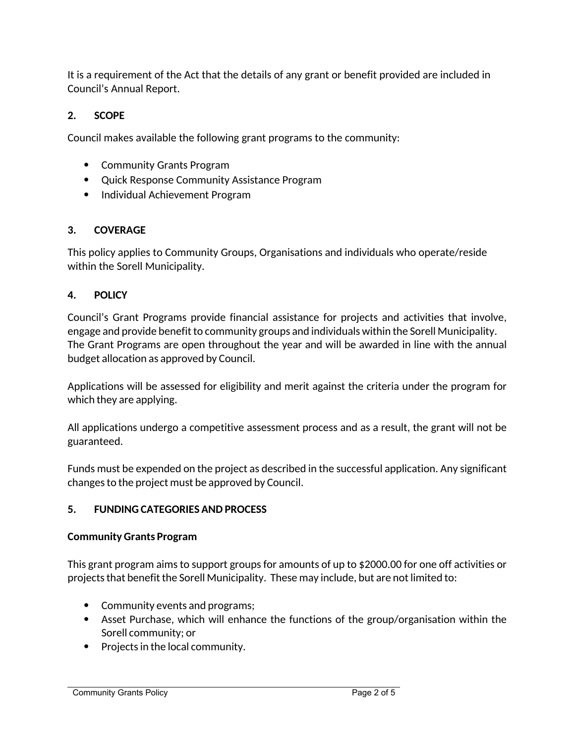It is a requirement of the Act that the details of any grant or benefit provided are included in Council's Annual Report.

## 2. SCOPE

Council makes available the following grant programs to the community:

- Community Grants Program
- Quick Response Community Assistance Program
- Individual Achievement Program

## 3. COVERAGE

This policy applies to Community Groups, Organisations and individuals who operate/reside within the Sorell Municipality.

## 4. POLICY

Council's Grant Programs provide financial assistance for projects and activities that involve, engage and provide benefit to community groups and individuals within the Sorell Municipality. The Grant Programs are open throughout the year and will be awarded in line with the annual budget allocation as approved by Council.

Applications will be assessed for eligibility and merit against the criteria under the program for which they are applying.

All applications undergo a competitive assessment process and as a result, the grant will not be guaranteed.

Funds must be expended on the project as described in the successful application. Any significant changes to the project must be approved by Council.

## 5. FUNDING CATEGORIES AND PROCESS

### Community Grants Program

This grant program aims to support groups for amounts of up to $2000.00 for one off activities or projects that benefit the Sorell Municipality. These may include, but are not limited to:

- Community events and programs;
- Asset Purchase, which will enhance the functions of the group/organisation within the Sorell community; or
- Projects in the local community.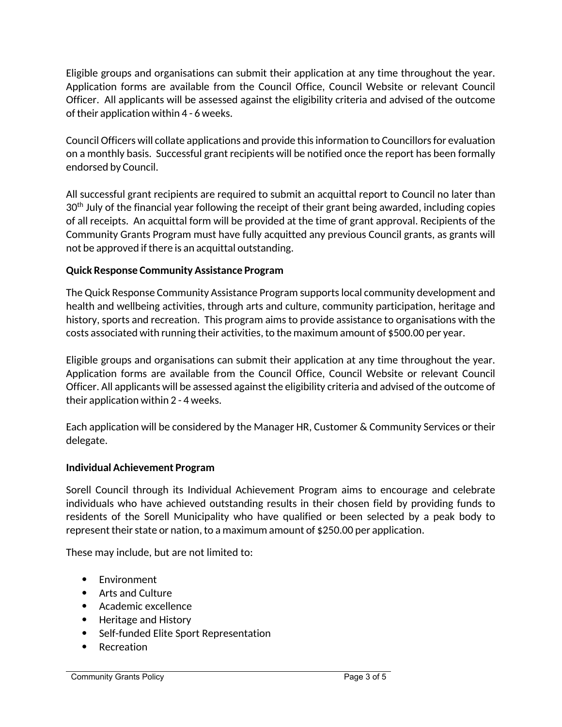Eligible groups and organisations can submit their application at any time throughout the year. Application forms are available from the Council Office, Council Website or relevant Council Officer. All applicants will be assessed against the eligibility criteria and advised of the outcome of their application within 4 - 6 weeks.

Council Officers will collate applications and provide this information to Councillors for evaluation on a monthly basis. Successful grant recipients will be notified once the report has been formally endorsed by Council.

All successful grant recipients are required to submit an acquittal report to Council no later than 30th July of the financial year following the receipt of their grant being awarded, including copies of all receipts. An acquittal form will be provided at the time of grant approval. Recipients of the Community Grants Program must have fully acquitted any previous Council grants, as grants will not be approved if there is an acquittal outstanding.

**Quick Response Community Assistance Program**

The Quick Response Community Assistance Program supports local community development and health and wellbeing activities, through arts and culture, community participation, heritage and history, sports and recreation. This program aims to provide assistance to organisations with the costs associated with running their activities, to the maximum amount of $500.00 per year.

Eligible groups and organisations can submit their application at any time throughout the year. Application forms are available from the Council Office, Council Website or relevant Council Officer. All applicants will be assessed against the eligibility criteria and advised of the outcome of their application within 2 - 4 weeks.

Each application will be considered by the Manager HR, Customer & Community Services or their delegate.

**Individual Achievement Program**

Sorell Council through its Individual Achievement Program aims to encourage and celebrate individuals who have achieved outstanding results in their chosen field by providing funds to residents of the Sorell Municipality who have qualified or been selected by a peak body to represent their state or nation, to a maximum amount of $250.00 per application.

These may include, but are not limited to:

- Environment
- Arts and Culture
- Academic excellence
- Heritage and History
- Self-funded Elite Sport Representation
- Recreation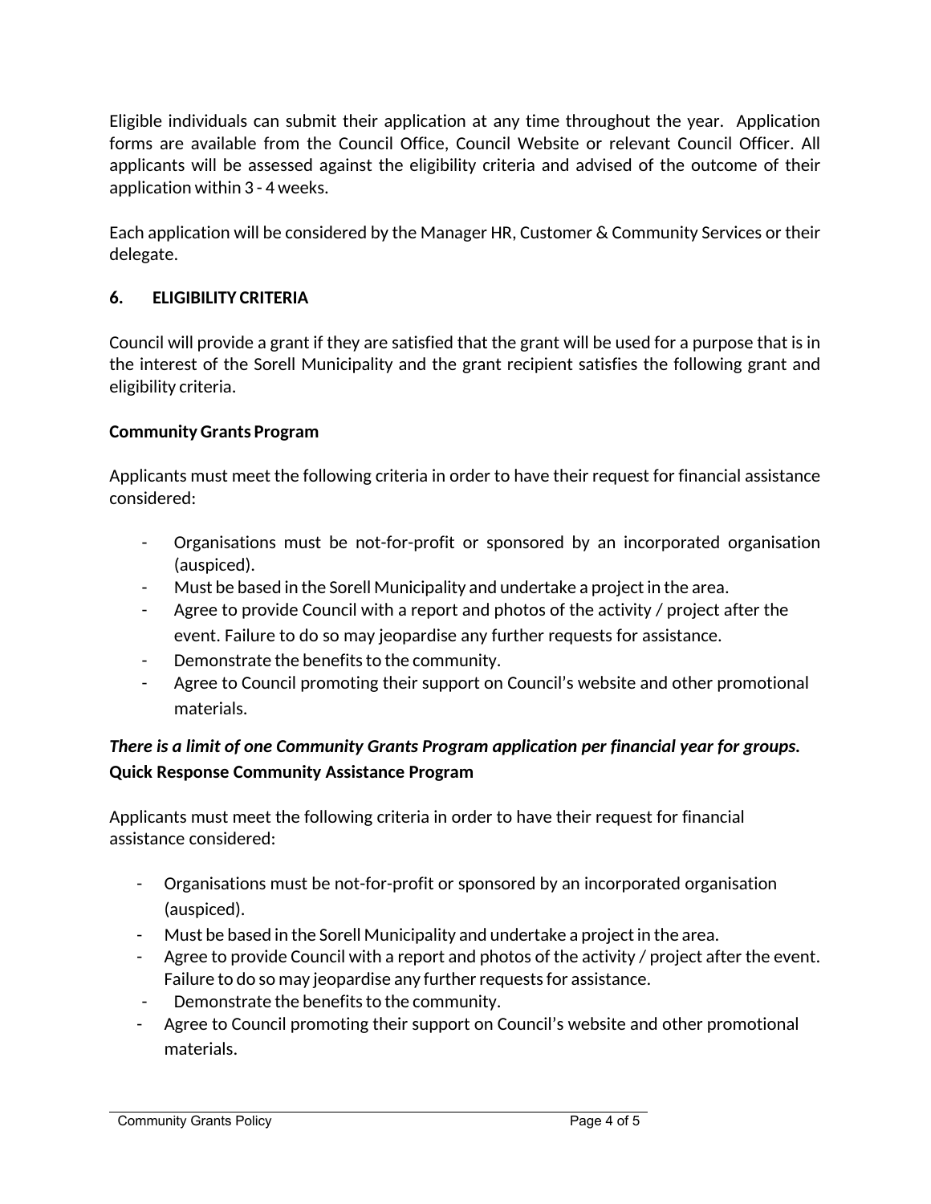Eligible individuals can submit their application at any time throughout the year. Application forms are available from the Council Office, Council Website or relevant Council Officer. All applicants will be assessed against the eligibility criteria and advised of the outcome of their application within 3 - 4 weeks.

Each application will be considered by the Manager HR, Customer & Community Services or their delegate.

## 6. ELIGIBILITY CRITERIA

Council will provide a grant if they are satisfied that the grant will be used for a purpose that is in the interest of the Sorell Municipality and the grant recipient satisfies the following grant and eligibility criteria.

**Community Grants Program**

Applicants must meet the following criteria in order to have their request for financial assistance considered:

- Organisations must be not-for-profit or sponsored by an incorporated organisation (auspiced).
- Must be based in the Sorell Municipality and undertake a project in the area.
- Agree to provide Council with a report and photos of the activity / project after the event. Failure to do so may jeopardise any further requests for assistance.
- Demonstrate the benefits to the community.
- Agree to Council promoting their support on Council's website and other promotional materials.

***There is a limit of one Community Grants Program application per financial year for groups.***

**Quick Response Community Assistance Program**

Applicants must meet the following criteria in order to have their request for financial assistance considered:

- Organisations must be not-for-profit or sponsored by an incorporated organisation (auspiced).
- Must be based in the Sorell Municipality and undertake a project in the area.
- Agree to provide Council with a report and photos of the activity / project after the event. Failure to do so may jeopardise any further requests for assistance.
- Demonstrate the benefits to the community.
- Agree to Council promoting their support on Council's website and other promotional materials.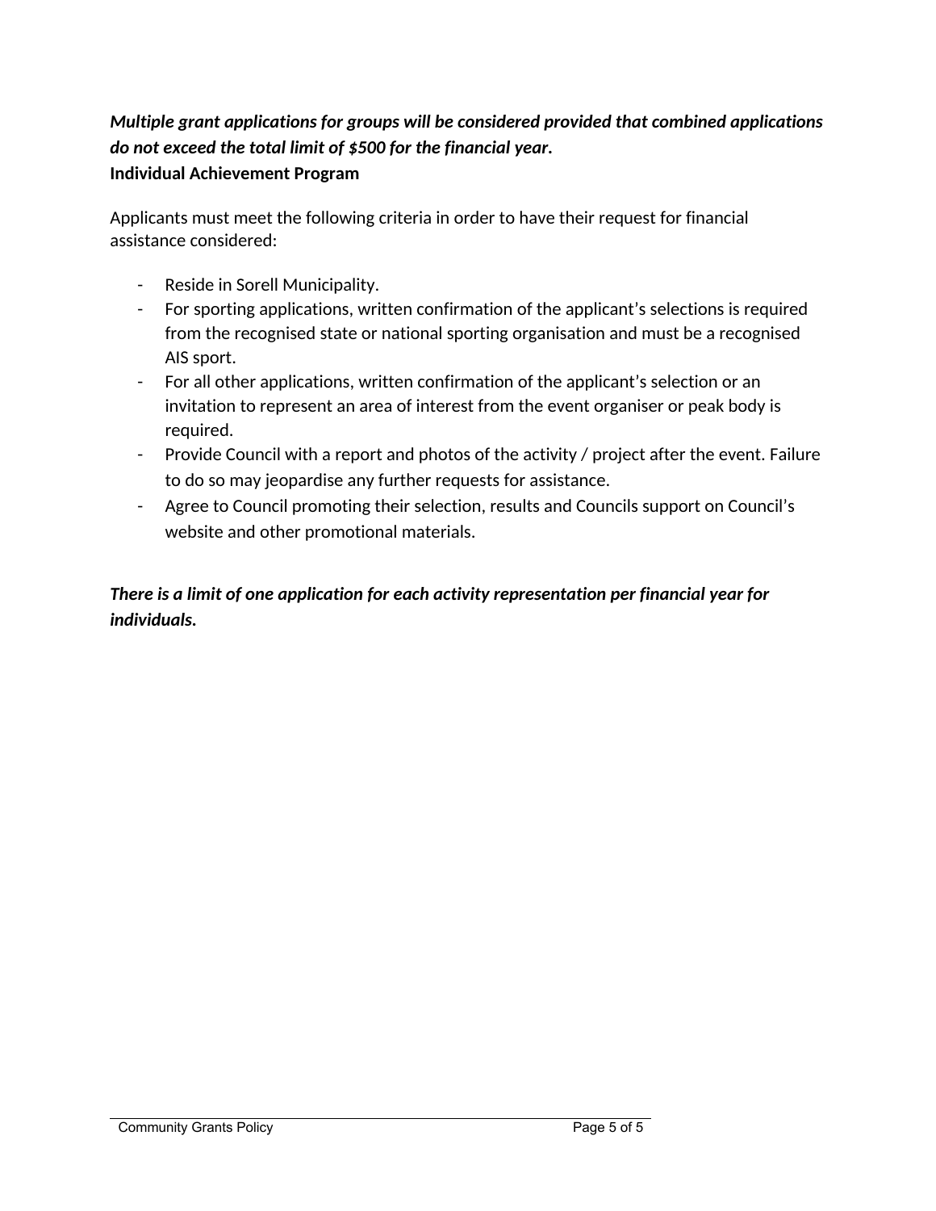***Multiple grant applications for groups will be considered provided that combined applications do not exceed the total limit of $500 for the financial year.***

**Individual Achievement Program**

Applicants must meet the following criteria in order to have their request for financial assistance considered:

- Reside in Sorell Municipality.
- For sporting applications, written confirmation of the applicant's selections is required from the recognised state or national sporting organisation and must be a recognised AIS sport.
- For all other applications, written confirmation of the applicant's selection or an invitation to represent an area of interest from the event organiser or peak body is required.
- Provide Council with a report and photos of the activity / project after the event. Failure to do so may jeopardise any further requests for assistance.
- Agree to Council promoting their selection, results and Councils support on Council's website and other promotional materials.

***There is a limit of one application for each activity representation per financial year for individuals.***